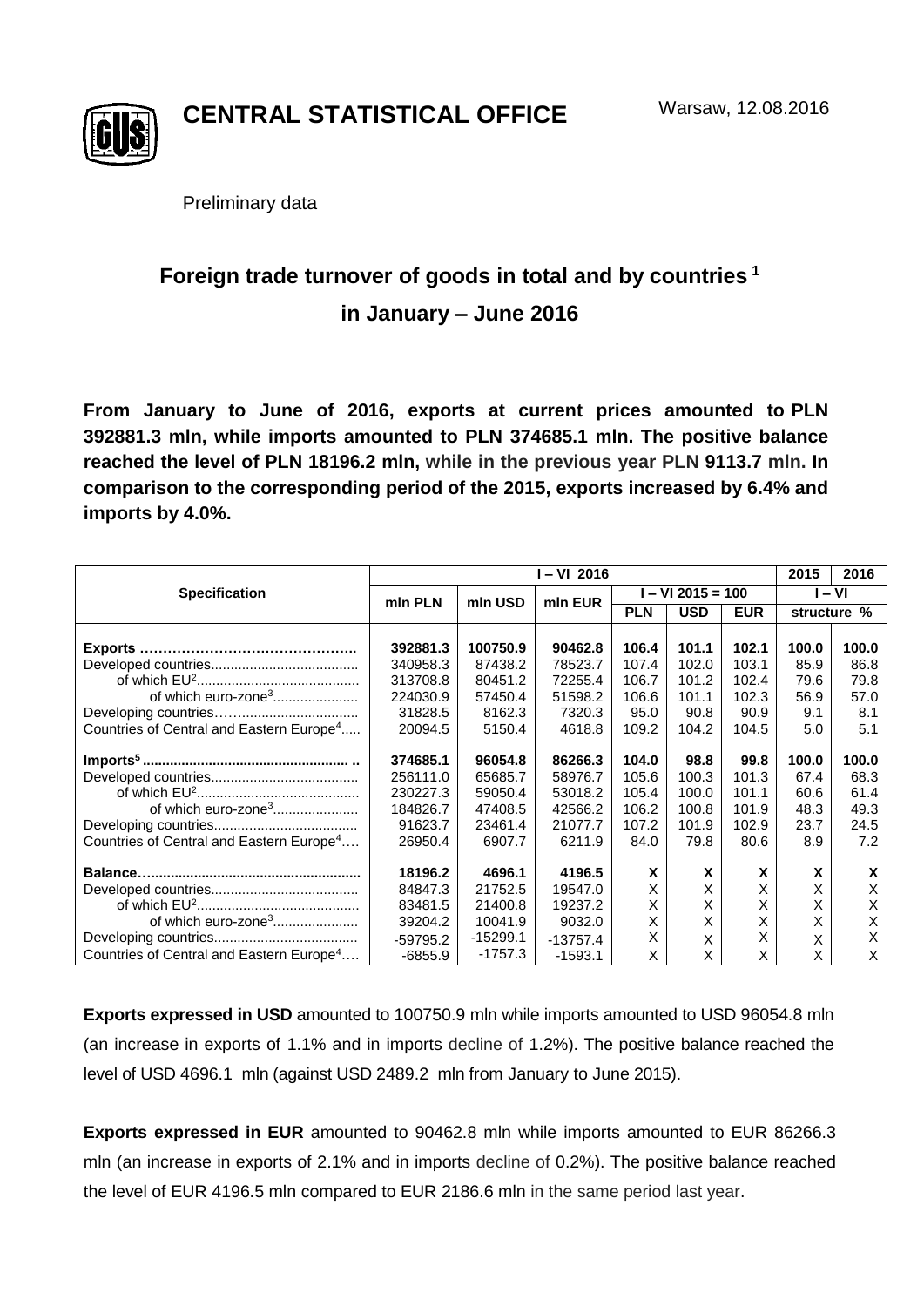# CENTRAL STATISTICAL OFFICE

Warsaw, 12.08.2016

Preliminary data

## Foreign trade turnover of goods in total and by countries [1] in January – June 2016

**From January to June of 2016, exports at current prices amounted to PLN 392881.3 mln, while imports amounted to PLN 374685.1 mln. The positive balance reached the level of PLN 18196.2 mln, while in the previous year PLN 9113.7 mln. In comparison to the corresponding period of the 2015, exports increased by 6.4% and imports by 4.0%.**

| Specification | I – VI 2016 | | | | | | 2015 | 2016 |
|---|---|---|---|---|---|---|---|---|
| | mln PLN | mln USD | mln EUR | I – VI 2015 = 100 | | | I – VI | |
| | | | | PLN | USD | EUR | structure % | |
| **Exports** | **392881.3** | **100750.9** | **90462.8** | **106.4** | **101.1** | **102.1** | **100.0** | **100.0** |
| Developed countries | 340958.3 | 87438.2 | 78523.7 | 107.4 | 102.0 | 103.1 | 85.9 | 86.8 |
| of which EU[2] | 313708.8 | 80451.2 | 72255.4 | 106.7 | 101.2 | 102.4 | 79.6 | 79.8 |
| of which euro-zone[3] | 224030.9 | 57450.4 | 51598.2 | 106.6 | 101.1 | 102.3 | 56.9 | 57.0 |
| Developing countries | 31828.5 | 8162.3 | 7320.3 | 95.0 | 90.8 | 90.9 | 9.1 | 8.1 |
| Countries of Central and Eastern Europe[4] | 20094.5 | 5150.4 | 4618.8 | 109.2 | 104.2 | 104.5 | 5.0 | 5.1 |
| **Imports[5]** | **374685.1** | **96054.8** | **86266.3** | **104.0** | **98.8** | **99.8** | **100.0** | **100.0** |
| Developed countries | 256111.0 | 65685.7 | 58976.7 | 105.6 | 100.3 | 101.3 | 67.4 | 68.3 |
| of which EU[2] | 230227.3 | 59050.4 | 53018.2 | 105.4 | 100.0 | 101.1 | 60.6 | 61.4 |
| of which euro-zone[3] | 184826.7 | 47408.5 | 42566.2 | 106.2 | 100.8 | 101.9 | 48.3 | 49.3 |
| Developing countries | 91623.7 | 23461.4 | 21077.7 | 107.2 | 101.9 | 102.9 | 23.7 | 24.5 |
| Countries of Central and Eastern Europe[4] | 26950.4 | 6907.7 | 6211.9 | 84.0 | 79.8 | 80.6 | 8.9 | 7.2 |
| **Balance** | **18196.2** | **4696.1** | **4196.5** | **X** | **X** | **X** | **X** | **X** |
| Developed countries | 84847.3 | 21752.5 | 19547.0 | X | X | X | X | X |
| of which EU[2] | 83481.5 | 21400.8 | 19237.2 | X | X | X | X | X |
| of which euro-zone[3] | 39204.2 | 10041.9 | 9032.0 | X | X | X | X | X |
| Developing countries | -59795.2 | -15299.1 | -13757.4 | X | X | X | X | X |
| Countries of Central and Eastern Europe[4] | -6855.9 | -1757.3 | -1593.1 | X | X | X | X | X |

**Exports expressed in USD** amounted to 100750.9 mln while imports amounted to USD 96054.8 mln (an increase in exports of 1.1% and in imports decline of 1.2%). The positive balance reached the level of USD 4696.1 mln (against USD 2489.2 mln from January to June 2015).

**Exports expressed in EUR** amounted to 90462.8 mln while imports amounted to EUR 86266.3 mln (an increase in exports of 2.1% and in imports decline of 0.2%). The positive balance reached the level of EUR 4196.5 mln compared to EUR 2186.6 mln in the same period last year.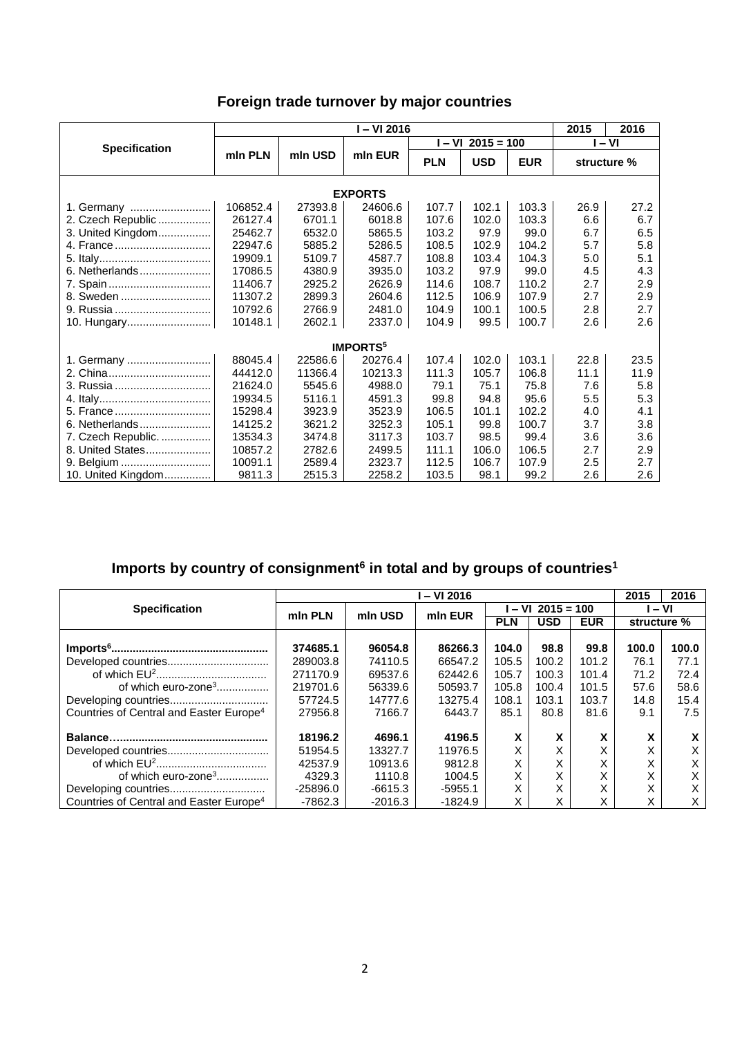## Foreign trade turnover by major countries

| Specification | I – VI 2016 | | | | | | 2015 | 2016 |
|---|---|---|---|---|---|---|---|---|
| | mln PLN | mln USD | mln EUR | I – VI 2015 = 100 | | | I – VI | |
| | | | | PLN | USD | EUR | structure % | |
| **EXPORTS** | | | | | | | | |
| 1. Germany .......................... | 106852.4 | 27393.8 | 24606.6 | 107.7 | 102.1 | 103.3 | 26.9 | 27.2 |
| 2. Czech Republic ................. | 26127.4 | 6701.1 | 6018.8 | 107.6 | 102.0 | 103.3 | 6.6 | 6.7 |
| 3. United Kingdom................. | 25462.7 | 6532.0 | 5865.5 | 103.2 | 97.9 | 99.0 | 6.7 | 6.5 |
| 4. France .............................. | 22947.6 | 5885.2 | 5286.5 | 108.5 | 102.9 | 104.2 | 5.7 | 5.8 |
| 5. Italy.................................... | 19909.1 | 5109.7 | 4587.7 | 108.8 | 103.4 | 104.3 | 5.0 | 5.1 |
| 6. Netherlands....................... | 17086.5 | 4380.9 | 3935.0 | 103.2 | 97.9 | 99.0 | 4.5 | 4.3 |
| 7. Spain ................................ | 11406.7 | 2925.2 | 2626.9 | 114.6 | 108.7 | 110.2 | 2.7 | 2.9 |
| 8. Sweden ............................ | 11307.2 | 2899.3 | 2604.6 | 112.5 | 106.9 | 107.9 | 2.7 | 2.9 |
| 9. Russia .............................. | 10792.6 | 2766.9 | 2481.0 | 104.9 | 100.1 | 100.5 | 2.8 | 2.7 |
| 10. Hungary........................... | 10148.1 | 2602.1 | 2337.0 | 104.9 | 99.5 | 100.7 | 2.6 | 2.6 |
| **IMPORTS[5]** | | | | | | | | |
| 1. Germany ........................... | 88045.4 | 22586.6 | 20276.4 | 107.4 | 102.0 | 103.1 | 22.8 | 23.5 |
| 2. China................................. | 44412.0 | 11366.4 | 10213.3 | 111.3 | 105.7 | 106.8 | 11.1 | 11.9 |
| 3. Russia .............................. | 21624.0 | 5545.6 | 4988.0 | 79.1 | 75.1 | 75.8 | 7.6 | 5.8 |
| 4. Italy.................................... | 19934.5 | 5116.1 | 4591.3 | 99.8 | 94.8 | 95.6 | 5.5 | 5.3 |
| 5. France .............................. | 15298.4 | 3923.9 | 3523.9 | 106.5 | 101.1 | 102.2 | 4.0 | 4.1 |
| 6. Netherlands....................... | 14125.2 | 3621.2 | 3252.3 | 105.1 | 99.8 | 100.7 | 3.7 | 3.8 |
| 7. Czech Republic. ................ | 13534.3 | 3474.8 | 3117.3 | 103.7 | 98.5 | 99.4 | 3.6 | 3.6 |
| 8. United States..................... | 10857.2 | 2782.6 | 2499.5 | 111.1 | 106.0 | 106.5 | 2.7 | 2.9 |
| 9. Belgium ............................ | 10091.1 | 2589.4 | 2323.7 | 112.5 | 106.7 | 107.9 | 2.5 | 2.7 |
| 10. United Kingdom.............. | 9811.3 | 2515.3 | 2258.2 | 103.5 | 98.1 | 99.2 | 2.6 | 2.6 |

## Imports by country of consignment[6] in total and by groups of countries[1]

| Specification | I – VI 2016 | | | | | | 2015 | 2016 |
|---|---|---|---|---|---|---|---|---|
| | mln PLN | mln USD | mln EUR | I – VI 2015 = 100 | | | I – VI | |
| | | | | PLN | USD | EUR | structure % | |
| **Imports[6].................................................** | **374685.1** | **96054.8** | **86266.3** | **104.0** | **98.8** | **99.8** | **100.0** | **100.0** |
| Developed countries................................ | 289003.8 | 74110.5 | 66547.2 | 105.5 | 100.2 | 101.2 | 76.1 | 77.1 |
| of which EU[2]................................... | 271170.9 | 69537.6 | 62442.6 | 105.7 | 100.3 | 101.4 | 71.2 | 72.4 |
| of which euro-zone[3]................ | 219701.6 | 56339.6 | 50593.7 | 105.8 | 100.4 | 101.5 | 57.6 | 58.6 |
| Developing countries................................ | 57724.5 | 14777.6 | 13275.4 | 108.1 | 103.1 | 103.7 | 14.8 | 15.4 |
| Countries of Central and Easter Europe[4] | 27956.8 | 7166.7 | 6443.7 | 85.1 | 80.8 | 81.6 | 9.1 | 7.5 |
| **Balance…..............................................** | **18196.2** | **4696.1** | **4196.5** | **X** | **X** | **X** | **X** | **X** |
| Developed countries................................ | 51954.5 | 13327.7 | 11976.5 | X | X | X | X | X |
| of which EU[2]................................... | 42537.9 | 10913.6 | 9812.8 | X | X | X | X | X |
| of which euro-zone[3]................ | 4329.3 | 1110.8 | 1004.5 | X | X | X | X | X |
| Developing countries.............................. | -25896.0 | -6615.3 | -5955.1 | X | X | X | X | X |
| Countries of Central and Easter Europe[4] | -7862.3 | -2016.3 | -1824.9 | X | X | X | X | X |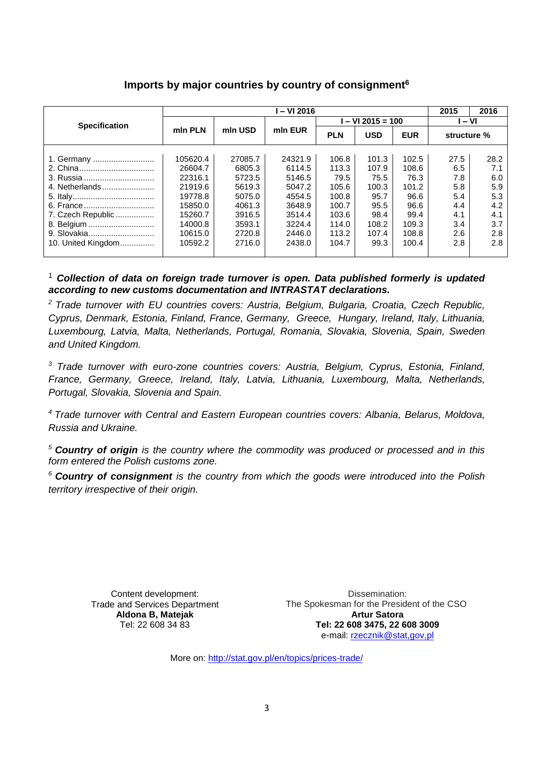## Imports by major countries by country of consignment[6]

| Specification | I – VI 2016 | | | | | | 2015 | 2016 |
|---|---|---|---|---|---|---|---|---|
| | mln PLN | mln USD | mln EUR | I – VI 2015 = 100 | | | I – VI | |
| | | | | PLN | USD | EUR | structure % | |
| 1. Germany | 105620.4 | 27085.7 | 24321.9 | 106.8 | 101.3 | 102.5 | 27.5 | 28.2 |
| 2. China | 26604.7 | 6805.3 | 6114.5 | 113.3 | 107.9 | 108.6 | 6.5 | 7.1 |
| 3. Russia | 22316.1 | 5723.5 | 5146.5 | 79.5 | 75.5 | 76.3 | 7.8 | 6.0 |
| 4. Netherlands | 21919.6 | 5619.3 | 5047.2 | 105.6 | 100.3 | 101.2 | 5.8 | 5.9 |
| 5. Italy | 19778.8 | 5075.0 | 4554.5 | 100.8 | 95.7 | 96.6 | 5.4 | 5.3 |
| 6. France | 15850.0 | 4061.3 | 3648.9 | 100.7 | 95.5 | 96.6 | 4.4 | 4.2 |
| 7. Czech Republic | 15260.7 | 3916.5 | 3514.4 | 103.6 | 98.4 | 99.4 | 4.1 | 4.1 |
| 8. Belgium | 14000.8 | 3593.1 | 3224.4 | 114.0 | 108.2 | 109.3 | 3.4 | 3.7 |
| 9. Slovakia | 10615.0 | 2720.8 | 2446.0 | 113.2 | 107.4 | 108.8 | 2.6 | 2.8 |
| 10. United Kingdom | 10592.2 | 2716.0 | 2438.0 | 104.7 | 99.3 | 100.4 | 2.8 | 2.8 |

[1] ***Collection of data on foreign trade turnover is open. Data published formerly is updated according to new customs documentation and INTRASTAT declarations.***

[2] *Trade turnover with EU countries covers: Austria, Belgium, Bulgaria, Croatia, Czech Republic, Cyprus, Denmark, Estonia, Finland, France, Germany, Greece, Hungary, Ireland, Italy, Lithuania, Luxembourg, Latvia, Malta, Netherlands, Portugal, Romania, Slovakia, Slovenia, Spain, Sweden and United Kingdom.*

[3] *Trade turnover with euro-zone countries covers: Austria, Belgium, Cyprus, Estonia, Finland, France, Germany, Greece, Ireland, Italy, Latvia, Lithuania, Luxembourg, Malta, Netherlands, Portugal, Slovakia, Slovenia and Spain.*

[4] *Trade turnover with Central and Eastern European countries covers: Albania, Belarus, Moldova, Russia and Ukraine.*

[5] ***Country of origin*** *is the country where the commodity was produced or processed and in this form entered the Polish customs zone.*

[6] ***Country of consignment*** *is the country from which the goods were introduced into the Polish territory irrespective of their origin.*

Content development:
Trade and Services Department
**Aldona B, Matejak**
Tel: 22 608 34 83

Dissemination:
The Spokesman for the President of the CSO
**Artur Satora**
**Tel: 22 608 3475, 22 608 3009**
e-mail: rzecznik@stat,gov,pl

More on: http://stat.gov.pl/en/topics/prices-trade/